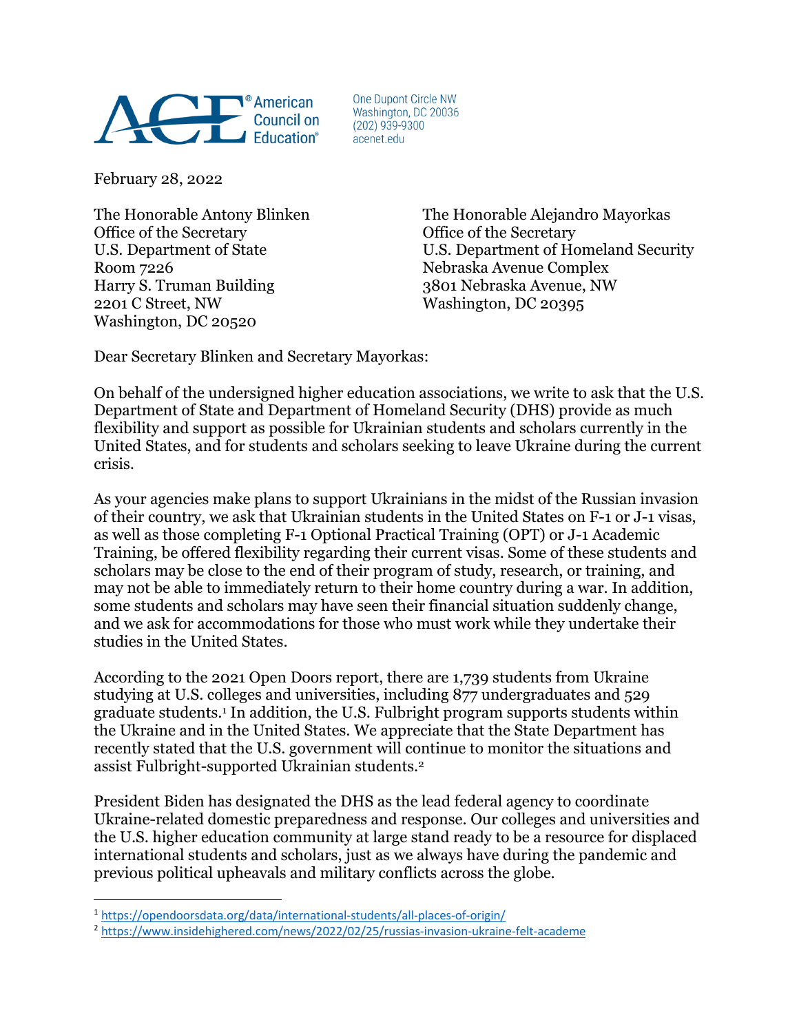**ACE® American Council on Education®**

One Dupont Circle NW
Washington, DC 20036
(202) 939-9300
acenet.edu

February 28, 2022

The Honorable Antony Blinken
Office of the Secretary
U.S. Department of State
Room 7226
Harry S. Truman Building
2201 C Street, NW
Washington, DC 20520

The Honorable Alejandro Mayorkas
Office of the Secretary
U.S. Department of Homeland Security
Nebraska Avenue Complex
3801 Nebraska Avenue, NW
Washington, DC 20395

Dear Secretary Blinken and Secretary Mayorkas:

On behalf of the undersigned higher education associations, we write to ask that the U.S. Department of State and Department of Homeland Security (DHS) provide as much flexibility and support as possible for Ukrainian students and scholars currently in the United States, and for students and scholars seeking to leave Ukraine during the current crisis.

As your agencies make plans to support Ukrainians in the midst of the Russian invasion of their country, we ask that Ukrainian students in the United States on F-1 or J-1 visas, as well as those completing F-1 Optional Practical Training (OPT) or J-1 Academic Training, be offered flexibility regarding their current visas. Some of these students and scholars may be close to the end of their program of study, research, or training, and may not be able to immediately return to their home country during a war. In addition, some students and scholars may have seen their financial situation suddenly change, and we ask for accommodations for those who must work while they undertake their studies in the United States.

According to the 2021 Open Doors report, there are 1,739 students from Ukraine studying at U.S. colleges and universities, including 877 undergraduates and 529 graduate students.[1] In addition, the U.S. Fulbright program supports students within the Ukraine and in the United States. We appreciate that the State Department has recently stated that the U.S. government will continue to monitor the situations and assist Fulbright-supported Ukrainian students.[2]

President Biden has designated the DHS as the lead federal agency to coordinate Ukraine-related domestic preparedness and response. Our colleges and universities and the U.S. higher education community at large stand ready to be a resource for displaced international students and scholars, just as we always have during the pandemic and previous political upheavals and military conflicts across the globe.

---

[1] https://opendoorsdata.org/data/international-students/all-places-of-origin/

[2] https://www.insidehighered.com/news/2022/02/25/russias-invasion-ukraine-felt-academe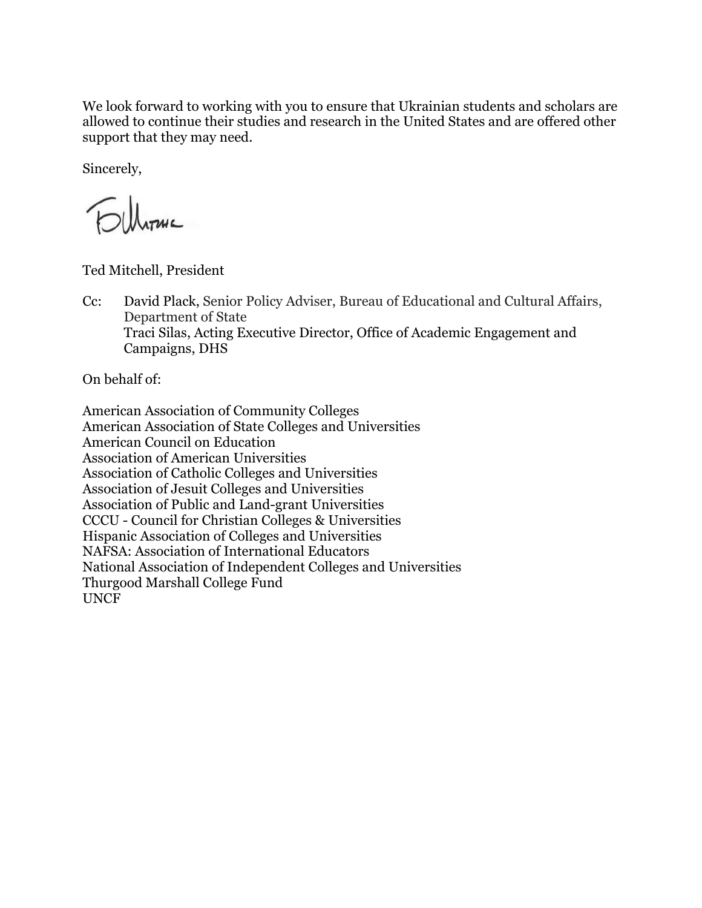We look forward to working with you to ensure that Ukrainian students and scholars are allowed to continue their studies and research in the United States and are offered other support that they may need.

Sincerely,

Ted Mitchell, President

Cc: David Plack, Senior Policy Adviser, Bureau of Educational and Cultural Affairs, Department of State
Traci Silas, Acting Executive Director, Office of Academic Engagement and Campaigns, DHS

On behalf of:

American Association of Community Colleges
American Association of State Colleges and Universities
American Council on Education
Association of American Universities
Association of Catholic Colleges and Universities
Association of Jesuit Colleges and Universities
Association of Public and Land-grant Universities
CCCU - Council for Christian Colleges & Universities
Hispanic Association of Colleges and Universities
NAFSA: Association of International Educators
National Association of Independent Colleges and Universities
Thurgood Marshall College Fund
UNCF